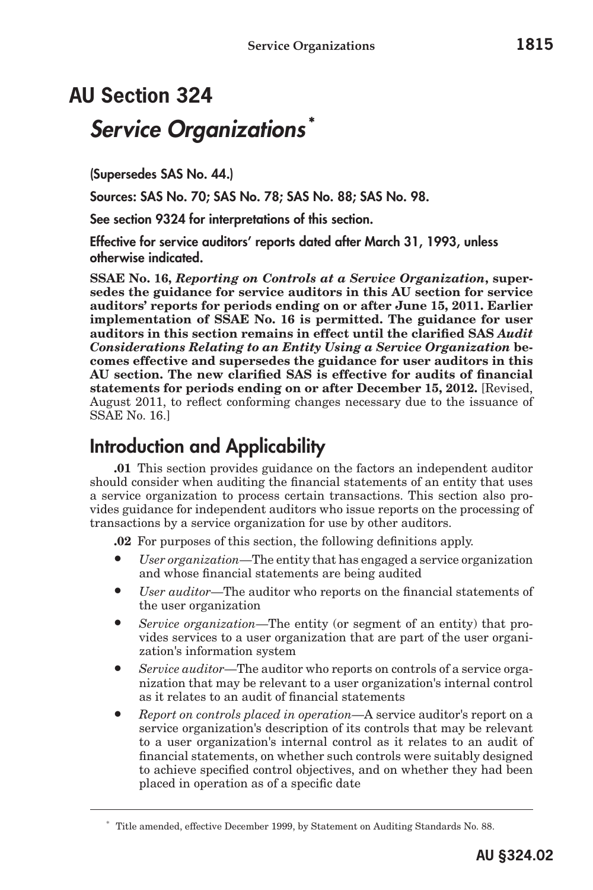# AU Section 324

## *Service Organizations* *

**(Supersedes SAS No. 44.)**

**Sources: SAS No. 70; SAS No. 78; SAS No. 88; SAS No. 98.**

**See section 9324 for interpretations of this section.**

**Effective for service auditors' reports dated after March 31, 1993, unless otherwise indicated.**

**SSAE No. 16, *Reporting on Controls at a Service Organization*, supersedes the guidance for service auditors in this AU section for service auditors' reports for periods ending on or after June 15, 2011. Earlier implementation of SSAE No. 16 is permitted. The guidance for user auditors in this section remains in effect until the clarified SAS *Audit Considerations Relating to an Entity Using a Service Organization* becomes effective and supersedes the guidance for user auditors in this AU section. The new clarified SAS is effective for audits of financial statements for periods ending on or after December 15, 2012.** [Revised, August 2011, to reflect conforming changes necessary due to the issuance of SSAE No. 16.]

## Introduction and Applicability

**.01** This section provides guidance on the factors an independent auditor should consider when auditing the financial statements of an entity that uses a service organization to process certain transactions. This section also provides guidance for independent auditors who issue reports on the processing of transactions by a service organization for use by other auditors.

**.02** For purposes of this section, the following definitions apply.

- *User organization*—The entity that has engaged a service organization and whose financial statements are being audited
- *User auditor*—The auditor who reports on the financial statements of the user organization
- *Service organization*—The entity (or segment of an entity) that provides services to a user organization that are part of the user organization's information system
- *Service auditor*—The auditor who reports on controls of a service organization that may be relevant to a user organization's internal control as it relates to an audit of financial statements
- *Report on controls placed in operation*—A service auditor's report on a service organization's description of its controls that may be relevant to a user organization's internal control as it relates to an audit of financial statements, on whether such controls were suitably designed to achieve specified control objectives, and on whether they had been placed in operation as of a specific date

---

\* Title amended, effective December 1999, by Statement on Auditing Standards No. 88.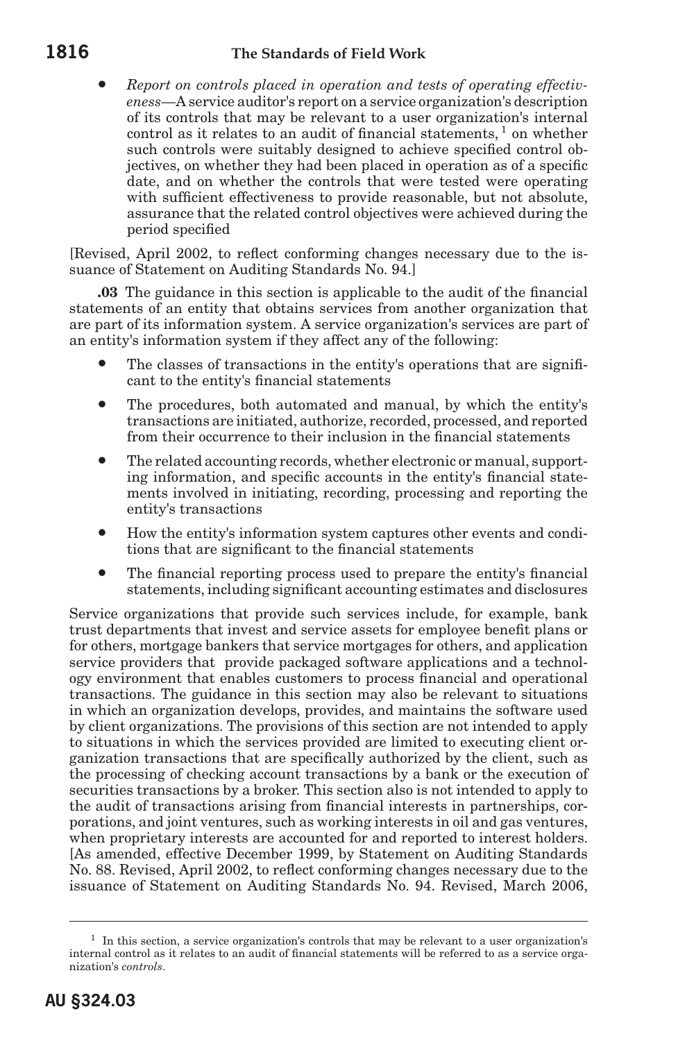- *Report on controls placed in operation and tests of operating effectiveness*—A service auditor's report on a service organization's description of its controls that may be relevant to a user organization's internal control as it relates to an audit of financial statements,[1] on whether such controls were suitably designed to achieve specified control objectives, on whether they had been placed in operation as of a specific date, and on whether the controls that were tested were operating with sufficient effectiveness to provide reasonable, but not absolute, assurance that the related control objectives were achieved during the period specified

[Revised, April 2002, to reflect conforming changes necessary due to the issuance of Statement on Auditing Standards No. 94.]

**.03** The guidance in this section is applicable to the audit of the financial statements of an entity that obtains services from another organization that are part of its information system. A service organization's services are part of an entity's information system if they affect any of the following:

- The classes of transactions in the entity's operations that are significant to the entity's financial statements
- The procedures, both automated and manual, by which the entity's transactions are initiated, authorize, recorded, processed, and reported from their occurrence to their inclusion in the financial statements
- The related accounting records, whether electronic or manual, supporting information, and specific accounts in the entity's financial statements involved in initiating, recording, processing and reporting the entity's transactions
- How the entity's information system captures other events and conditions that are significant to the financial statements
- The financial reporting process used to prepare the entity's financial statements, including significant accounting estimates and disclosures

Service organizations that provide such services include, for example, bank trust departments that invest and service assets for employee benefit plans or for others, mortgage bankers that service mortgages for others, and application service providers that provide packaged software applications and a technology environment that enables customers to process financial and operational transactions. The guidance in this section may also be relevant to situations in which an organization develops, provides, and maintains the software used by client organizations. The provisions of this section are not intended to apply to situations in which the services provided are limited to executing client organization transactions that are specifically authorized by the client, such as the processing of checking account transactions by a bank or the execution of securities transactions by a broker. This section also is not intended to apply to the audit of transactions arising from financial interests in partnerships, corporations, and joint ventures, such as working interests in oil and gas ventures, when proprietary interests are accounted for and reported to interest holders. [As amended, effective December 1999, by Statement on Auditing Standards No. 88. Revised, April 2002, to reflect conforming changes necessary due to the issuance of Statement on Auditing Standards No. 94. Revised, March 2006,

---

[1] In this section, a service organization's controls that may be relevant to a user organization's internal control as it relates to an audit of financial statements will be referred to as a service organization's *controls*.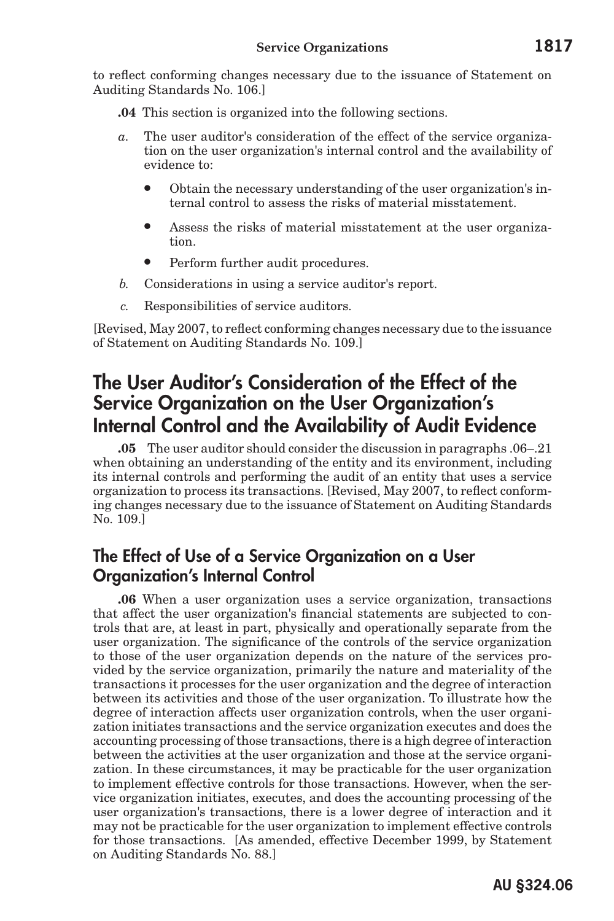to reflect conforming changes necessary due to the issuance of Statement on Auditing Standards No. 106.]

**.04** This section is organized into the following sections.

*a.* The user auditor's consideration of the effect of the service organization on the user organization's internal control and the availability of evidence to:

- Obtain the necessary understanding of the user organization's internal control to assess the risks of material misstatement.
- Assess the risks of material misstatement at the user organization.
- Perform further audit procedures.

*b.* Considerations in using a service auditor's report.

*c.* Responsibilities of service auditors.

[Revised, May 2007, to reflect conforming changes necessary due to the issuance of Statement on Auditing Standards No. 109.]

## The User Auditor's Consideration of the Effect of the Service Organization on the User Organization's Internal Control and the Availability of Audit Evidence

**.05** The user auditor should consider the discussion in paragraphs .06–.21 when obtaining an understanding of the entity and its environment, including its internal controls and performing the audit of an entity that uses a service organization to process its transactions. [Revised, May 2007, to reflect conforming changes necessary due to the issuance of Statement on Auditing Standards No. 109.]

### The Effect of Use of a Service Organization on a User Organization's Internal Control

**.06** When a user organization uses a service organization, transactions that affect the user organization's financial statements are subjected to controls that are, at least in part, physically and operationally separate from the user organization. The significance of the controls of the service organization to those of the user organization depends on the nature of the services provided by the service organization, primarily the nature and materiality of the transactions it processes for the user organization and the degree of interaction between its activities and those of the user organization. To illustrate how the degree of interaction affects user organization controls, when the user organization initiates transactions and the service organization executes and does the accounting processing of those transactions, there is a high degree of interaction between the activities at the user organization and those at the service organization. In these circumstances, it may be practicable for the user organization to implement effective controls for those transactions. However, when the service organization initiates, executes, and does the accounting processing of the user organization's transactions, there is a lower degree of interaction and it may not be practicable for the user organization to implement effective controls for those transactions. [As amended, effective December 1999, by Statement on Auditing Standards No. 88.]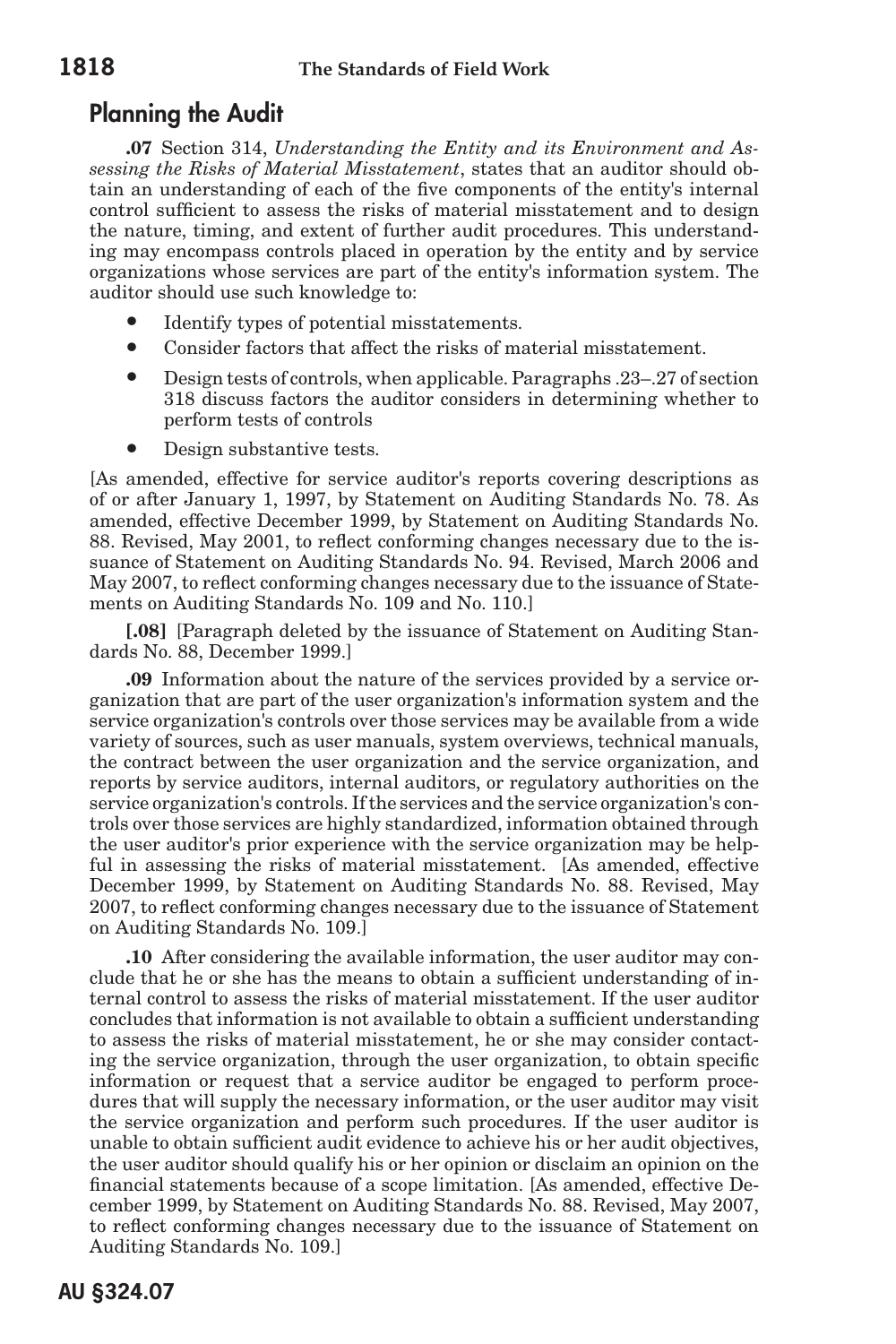## Planning the Audit

**.07** Section 314, *Understanding the Entity and its Environment and Assessing the Risks of Material Misstatement*, states that an auditor should obtain an understanding of each of the five components of the entity's internal control sufficient to assess the risks of material misstatement and to design the nature, timing, and extent of further audit procedures. This understanding may encompass controls placed in operation by the entity and by service organizations whose services are part of the entity's information system. The auditor should use such knowledge to:

- Identify types of potential misstatements.
- Consider factors that affect the risks of material misstatement.
- Design tests of controls, when applicable. Paragraphs .23–.27 of section 318 discuss factors the auditor considers in determining whether to perform tests of controls
- Design substantive tests.

[As amended, effective for service auditor's reports covering descriptions as of or after January 1, 1997, by Statement on Auditing Standards No. 78. As amended, effective December 1999, by Statement on Auditing Standards No. 88. Revised, May 2001, to reflect conforming changes necessary due to the issuance of Statement on Auditing Standards No. 94. Revised, March 2006 and May 2007, to reflect conforming changes necessary due to the issuance of Statements on Auditing Standards No. 109 and No. 110.]

**[.08]** [Paragraph deleted by the issuance of Statement on Auditing Standards No. 88, December 1999.]

**.09** Information about the nature of the services provided by a service organization that are part of the user organization's information system and the service organization's controls over those services may be available from a wide variety of sources, such as user manuals, system overviews, technical manuals, the contract between the user organization and the service organization, and reports by service auditors, internal auditors, or regulatory authorities on the service organization's controls. If the services and the service organization's controls over those services are highly standardized, information obtained through the user auditor's prior experience with the service organization may be helpful in assessing the risks of material misstatement. [As amended, effective December 1999, by Statement on Auditing Standards No. 88. Revised, May 2007, to reflect conforming changes necessary due to the issuance of Statement on Auditing Standards No. 109.]

**.10** After considering the available information, the user auditor may conclude that he or she has the means to obtain a sufficient understanding of internal control to assess the risks of material misstatement. If the user auditor concludes that information is not available to obtain a sufficient understanding to assess the risks of material misstatement, he or she may consider contacting the service organization, through the user organization, to obtain specific information or request that a service auditor be engaged to perform procedures that will supply the necessary information, or the user auditor may visit the service organization and perform such procedures. If the user auditor is unable to obtain sufficient audit evidence to achieve his or her audit objectives, the user auditor should qualify his or her opinion or disclaim an opinion on the financial statements because of a scope limitation. [As amended, effective December 1999, by Statement on Auditing Standards No. 88. Revised, May 2007, to reflect conforming changes necessary due to the issuance of Statement on Auditing Standards No. 109.]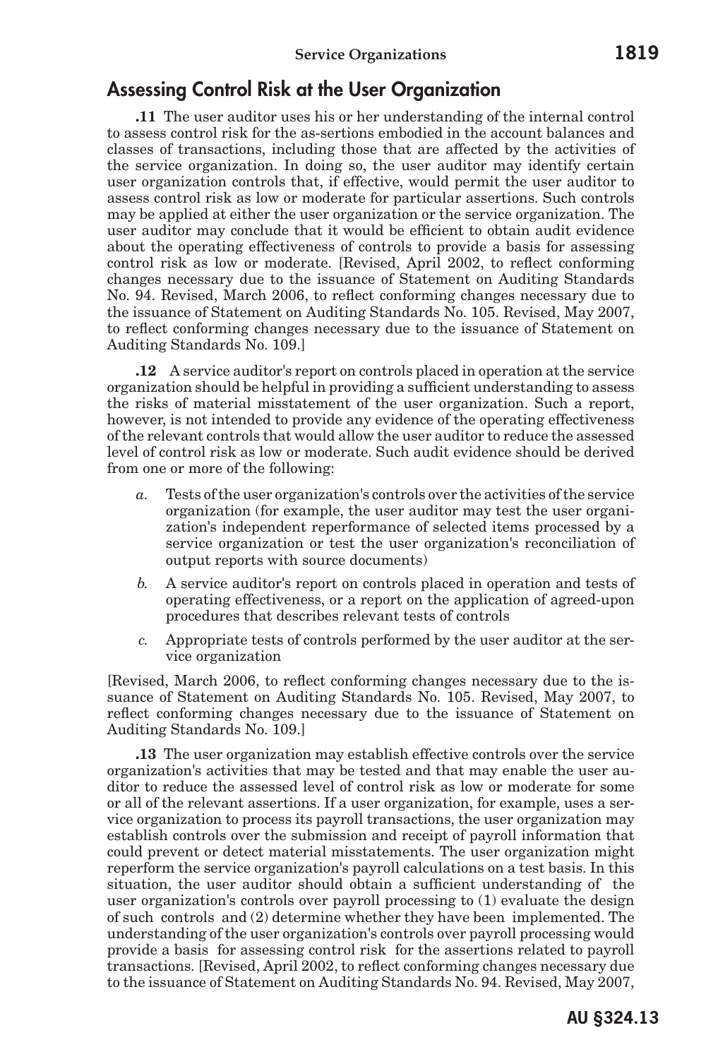## Assessing Control Risk at the User Organization

**.11** The user auditor uses his or her understanding of the internal control to assess control risk for the as-sertions embodied in the account balances and classes of transactions, including those that are affected by the activities of the service organization. In doing so, the user auditor may identify certain user organization controls that, if effective, would permit the user auditor to assess control risk as low or moderate for particular assertions. Such controls may be applied at either the user organization or the service organization. The user auditor may conclude that it would be efficient to obtain audit evidence about the operating effectiveness of controls to provide a basis for assessing control risk as low or moderate. [Revised, April 2002, to reflect conforming changes necessary due to the issuance of Statement on Auditing Standards No. 94. Revised, March 2006, to reflect conforming changes necessary due to the issuance of Statement on Auditing Standards No. 105. Revised, May 2007, to reflect conforming changes necessary due to the issuance of Statement on Auditing Standards No. 109.]

**.12** A service auditor's report on controls placed in operation at the service organization should be helpful in providing a sufficient understanding to assess the risks of material misstatement of the user organization. Such a report, however, is not intended to provide any evidence of the operating effectiveness of the relevant controls that would allow the user auditor to reduce the assessed level of control risk as low or moderate. Such audit evidence should be derived from one or more of the following:

*a.* Tests of the user organization's controls over the activities of the service organization (for example, the user auditor may test the user organization's independent reperformance of selected items processed by a service organization or test the user organization's reconciliation of output reports with source documents)

*b.* A service auditor's report on controls placed in operation and tests of operating effectiveness, or a report on the application of agreed-upon procedures that describes relevant tests of controls

*c.* Appropriate tests of controls performed by the user auditor at the service organization

[Revised, March 2006, to reflect conforming changes necessary due to the issuance of Statement on Auditing Standards No. 105. Revised, May 2007, to reflect conforming changes necessary due to the issuance of Statement on Auditing Standards No. 109.]

**.13** The user organization may establish effective controls over the service organization's activities that may be tested and that may enable the user auditor to reduce the assessed level of control risk as low or moderate for some or all of the relevant assertions. If a user organization, for example, uses a service organization to process its payroll transactions, the user organization may establish controls over the submission and receipt of payroll information that could prevent or detect material misstatements. The user organization might reperform the service organization's payroll calculations on a test basis. In this situation, the user auditor should obtain a sufficient understanding of the user organization's controls over payroll processing to (1) evaluate the design of such controls and (2) determine whether they have been implemented. The understanding of the user organization's controls over payroll processing would provide a basis for assessing control risk for the assertions related to payroll transactions. [Revised, April 2002, to reflect conforming changes necessary due to the issuance of Statement on Auditing Standards No. 94. Revised, May 2007,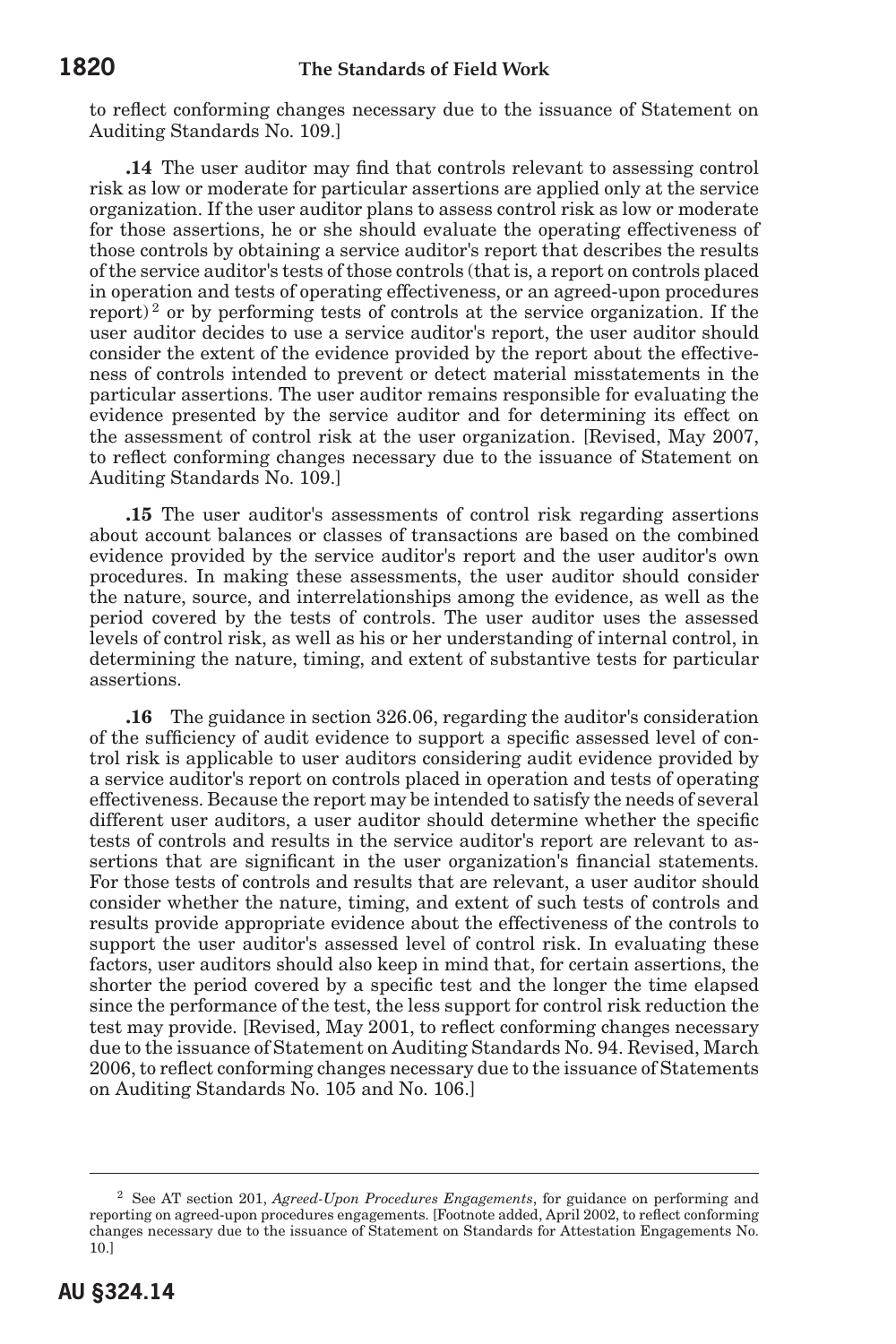to reflect conforming changes necessary due to the issuance of Statement on Auditing Standards No. 109.]

**.14** The user auditor may find that controls relevant to assessing control risk as low or moderate for particular assertions are applied only at the service organization. If the user auditor plans to assess control risk as low or moderate for those assertions, he or she should evaluate the operating effectiveness of those controls by obtaining a service auditor's report that describes the results of the service auditor's tests of those controls (that is, a report on controls placed in operation and tests of operating effectiveness, or an agreed-upon procedures report)[2] or by performing tests of controls at the service organization. If the user auditor decides to use a service auditor's report, the user auditor should consider the extent of the evidence provided by the report about the effectiveness of controls intended to prevent or detect material misstatements in the particular assertions. The user auditor remains responsible for evaluating the evidence presented by the service auditor and for determining its effect on the assessment of control risk at the user organization. [Revised, May 2007, to reflect conforming changes necessary due to the issuance of Statement on Auditing Standards No. 109.]

**.15** The user auditor's assessments of control risk regarding assertions about account balances or classes of transactions are based on the combined evidence provided by the service auditor's report and the user auditor's own procedures. In making these assessments, the user auditor should consider the nature, source, and interrelationships among the evidence, as well as the period covered by the tests of controls. The user auditor uses the assessed levels of control risk, as well as his or her understanding of internal control, in determining the nature, timing, and extent of substantive tests for particular assertions.

**.16** The guidance in section 326.06, regarding the auditor's consideration of the sufficiency of audit evidence to support a specific assessed level of control risk is applicable to user auditors considering audit evidence provided by a service auditor's report on controls placed in operation and tests of operating effectiveness. Because the report may be intended to satisfy the needs of several different user auditors, a user auditor should determine whether the specific tests of controls and results in the service auditor's report are relevant to assertions that are significant in the user organization's financial statements. For those tests of controls and results that are relevant, a user auditor should consider whether the nature, timing, and extent of such tests of controls and results provide appropriate evidence about the effectiveness of the controls to support the user auditor's assessed level of control risk. In evaluating these factors, user auditors should also keep in mind that, for certain assertions, the shorter the period covered by a specific test and the longer the time elapsed since the performance of the test, the less support for control risk reduction the test may provide. [Revised, May 2001, to reflect conforming changes necessary due to the issuance of Statement on Auditing Standards No. 94. Revised, March 2006, to reflect conforming changes necessary due to the issuance of Statements on Auditing Standards No. 105 and No. 106.]

---

[2] See AT section 201, *Agreed-Upon Procedures Engagements*, for guidance on performing and reporting on agreed-upon procedures engagements. [Footnote added, April 2002, to reflect conforming changes necessary due to the issuance of Statement on Standards for Attestation Engagements No. 10.]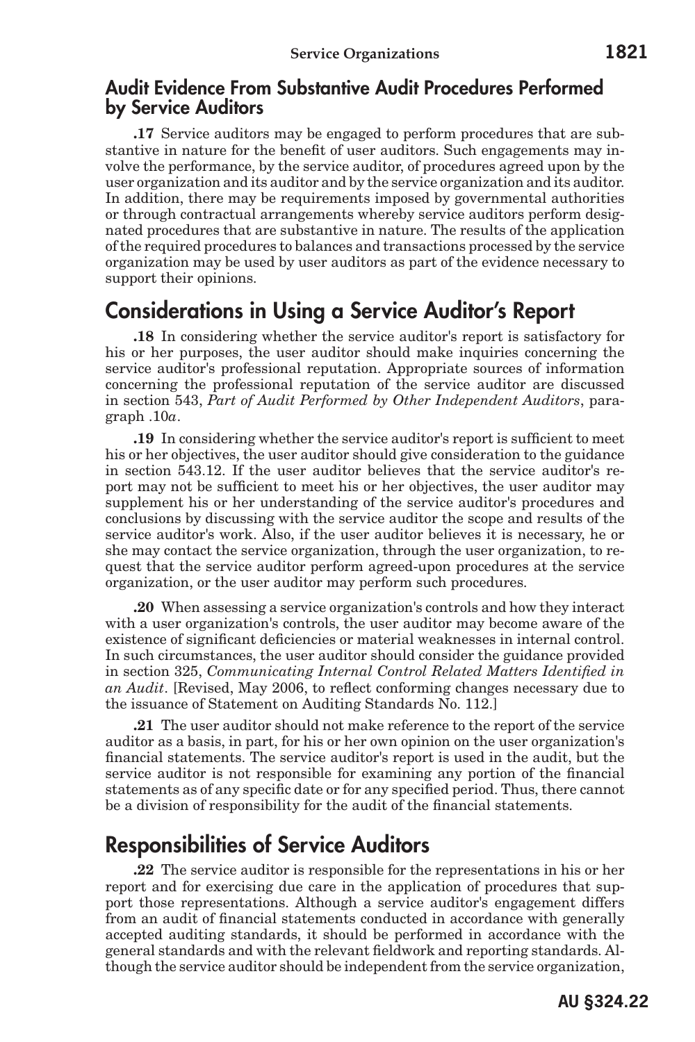### Audit Evidence From Substantive Audit Procedures Performed by Service Auditors

**.17** Service auditors may be engaged to perform procedures that are substantive in nature for the benefit of user auditors. Such engagements may involve the performance, by the service auditor, of procedures agreed upon by the user organization and its auditor and by the service organization and its auditor. In addition, there may be requirements imposed by governmental authorities or through contractual arrangements whereby service auditors perform designated procedures that are substantive in nature. The results of the application of the required procedures to balances and transactions processed by the service organization may be used by user auditors as part of the evidence necessary to support their opinions.

## Considerations in Using a Service Auditor's Report

**.18** In considering whether the service auditor's report is satisfactory for his or her purposes, the user auditor should make inquiries concerning the service auditor's professional reputation. Appropriate sources of information concerning the professional reputation of the service auditor are discussed in section 543, *Part of Audit Performed by Other Independent Auditors*, paragraph .10*a*.

**.19** In considering whether the service auditor's report is sufficient to meet his or her objectives, the user auditor should give consideration to the guidance in section 543.12. If the user auditor believes that the service auditor's report may not be sufficient to meet his or her objectives, the user auditor may supplement his or her understanding of the service auditor's procedures and conclusions by discussing with the service auditor the scope and results of the service auditor's work. Also, if the user auditor believes it is necessary, he or she may contact the service organization, through the user organization, to request that the service auditor perform agreed-upon procedures at the service organization, or the user auditor may perform such procedures.

**.20** When assessing a service organization's controls and how they interact with a user organization's controls, the user auditor may become aware of the existence of significant deficiencies or material weaknesses in internal control. In such circumstances, the user auditor should consider the guidance provided in section 325, *Communicating Internal Control Related Matters Identified in an Audit*. [Revised, May 2006, to reflect conforming changes necessary due to the issuance of Statement on Auditing Standards No. 112.]

**.21** The user auditor should not make reference to the report of the service auditor as a basis, in part, for his or her own opinion on the user organization's financial statements. The service auditor's report is used in the audit, but the service auditor is not responsible for examining any portion of the financial statements as of any specific date or for any specified period. Thus, there cannot be a division of responsibility for the audit of the financial statements.

## Responsibilities of Service Auditors

**.22** The service auditor is responsible for the representations in his or her report and for exercising due care in the application of procedures that support those representations. Although a service auditor's engagement differs from an audit of financial statements conducted in accordance with generally accepted auditing standards, it should be performed in accordance with the general standards and with the relevant fieldwork and reporting standards. Although the service auditor should be independent from the service organization,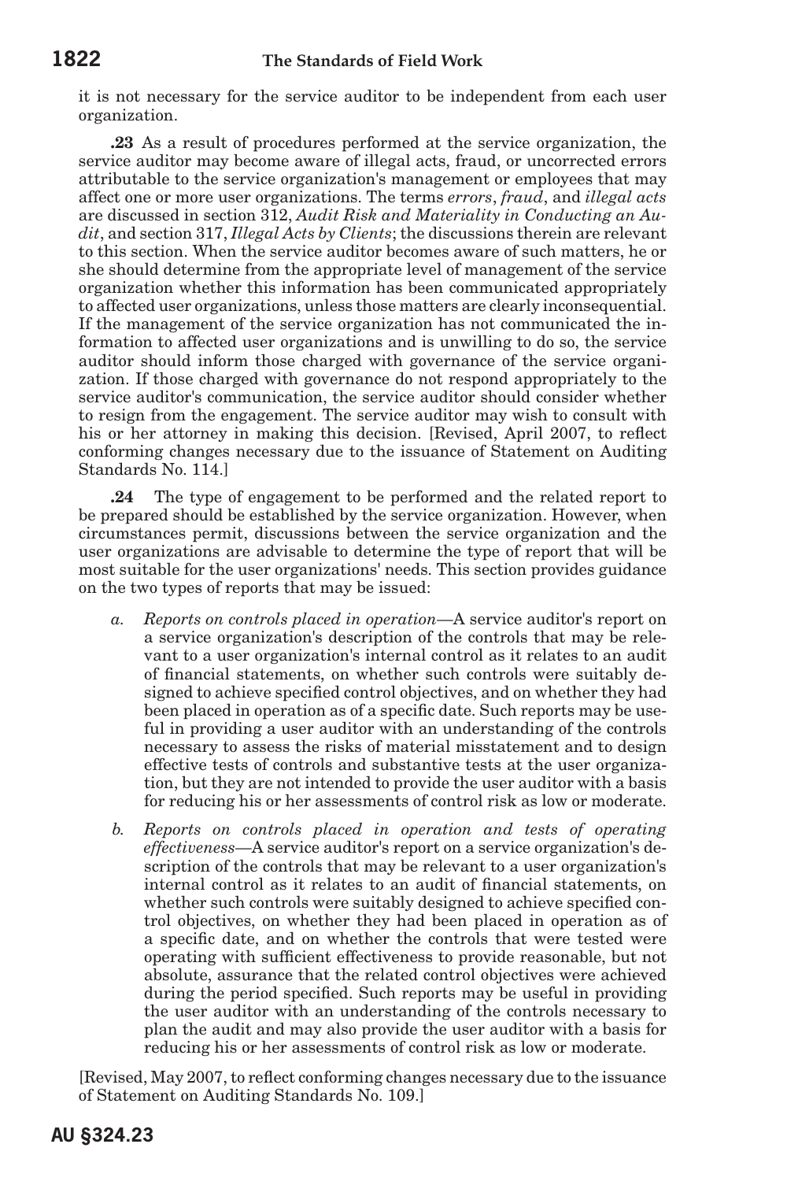it is not necessary for the service auditor to be independent from each user organization.

**.23** As a result of procedures performed at the service organization, the service auditor may become aware of illegal acts, fraud, or uncorrected errors attributable to the service organization's management or employees that may affect one or more user organizations. The terms *errors*, *fraud*, and *illegal acts* are discussed in section 312, *Audit Risk and Materiality in Conducting an Audit*, and section 317, *Illegal Acts by Clients*; the discussions therein are relevant to this section. When the service auditor becomes aware of such matters, he or she should determine from the appropriate level of management of the service organization whether this information has been communicated appropriately to affected user organizations, unless those matters are clearly inconsequential. If the management of the service organization has not communicated the information to affected user organizations and is unwilling to do so, the service auditor should inform those charged with governance of the service organization. If those charged with governance do not respond appropriately to the service auditor's communication, the service auditor should consider whether to resign from the engagement. The service auditor may wish to consult with his or her attorney in making this decision. [Revised, April 2007, to reflect conforming changes necessary due to the issuance of Statement on Auditing Standards No. 114.]

**.24** The type of engagement to be performed and the related report to be prepared should be established by the service organization. However, when circumstances permit, discussions between the service organization and the user organizations are advisable to determine the type of report that will be most suitable for the user organizations' needs. This section provides guidance on the two types of reports that may be issued:

*a.* *Reports on controls placed in operation*—A service auditor's report on a service organization's description of the controls that may be relevant to a user organization's internal control as it relates to an audit of financial statements, on whether such controls were suitably designed to achieve specified control objectives, and on whether they had been placed in operation as of a specific date. Such reports may be useful in providing a user auditor with an understanding of the controls necessary to assess the risks of material misstatement and to design effective tests of controls and substantive tests at the user organization, but they are not intended to provide the user auditor with a basis for reducing his or her assessments of control risk as low or moderate.

*b.* *Reports on controls placed in operation and tests of operating effectiveness*—A service auditor's report on a service organization's description of the controls that may be relevant to a user organization's internal control as it relates to an audit of financial statements, on whether such controls were suitably designed to achieve specified control objectives, on whether they had been placed in operation as of a specific date, and on whether the controls that were tested were operating with sufficient effectiveness to provide reasonable, but not absolute, assurance that the related control objectives were achieved during the period specified. Such reports may be useful in providing the user auditor with an understanding of the controls necessary to plan the audit and may also provide the user auditor with a basis for reducing his or her assessments of control risk as low or moderate.

[Revised, May 2007, to reflect conforming changes necessary due to the issuance of Statement on Auditing Standards No. 109.]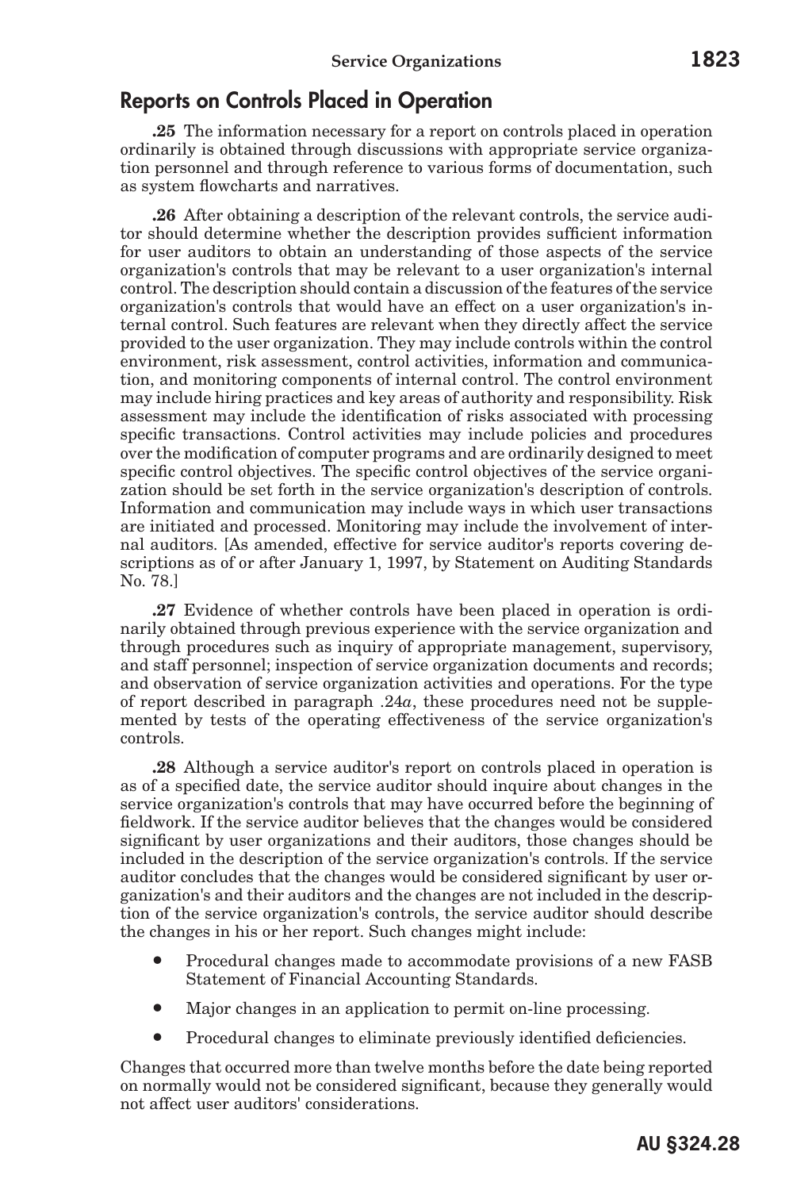## Reports on Controls Placed in Operation

**.25** The information necessary for a report on controls placed in operation ordinarily is obtained through discussions with appropriate service organization personnel and through reference to various forms of documentation, such as system flowcharts and narratives.

**.26** After obtaining a description of the relevant controls, the service auditor should determine whether the description provides sufficient information for user auditors to obtain an understanding of those aspects of the service organization's controls that may be relevant to a user organization's internal control. The description should contain a discussion of the features of the service organization's controls that would have an effect on a user organization's internal control. Such features are relevant when they directly affect the service provided to the user organization. They may include controls within the control environment, risk assessment, control activities, information and communication, and monitoring components of internal control. The control environment may include hiring practices and key areas of authority and responsibility. Risk assessment may include the identification of risks associated with processing specific transactions. Control activities may include policies and procedures over the modification of computer programs and are ordinarily designed to meet specific control objectives. The specific control objectives of the service organization should be set forth in the service organization's description of controls. Information and communication may include ways in which user transactions are initiated and processed. Monitoring may include the involvement of internal auditors. [As amended, effective for service auditor's reports covering descriptions as of or after January 1, 1997, by Statement on Auditing Standards No. 78.]

**.27** Evidence of whether controls have been placed in operation is ordinarily obtained through previous experience with the service organization and through procedures such as inquiry of appropriate management, supervisory, and staff personnel; inspection of service organization documents and records; and observation of service organization activities and operations. For the type of report described in paragraph .24*a*, these procedures need not be supplemented by tests of the operating effectiveness of the service organization's controls.

**.28** Although a service auditor's report on controls placed in operation is as of a specified date, the service auditor should inquire about changes in the service organization's controls that may have occurred before the beginning of fieldwork. If the service auditor believes that the changes would be considered significant by user organizations and their auditors, those changes should be included in the description of the service organization's controls. If the service auditor concludes that the changes would be considered significant by user organization's and their auditors and the changes are not included in the description of the service organization's controls, the service auditor should describe the changes in his or her report. Such changes might include:

- Procedural changes made to accommodate provisions of a new FASB Statement of Financial Accounting Standards.
- Major changes in an application to permit on-line processing.
- Procedural changes to eliminate previously identified deficiencies.

Changes that occurred more than twelve months before the date being reported on normally would not be considered significant, because they generally would not affect user auditors' considerations.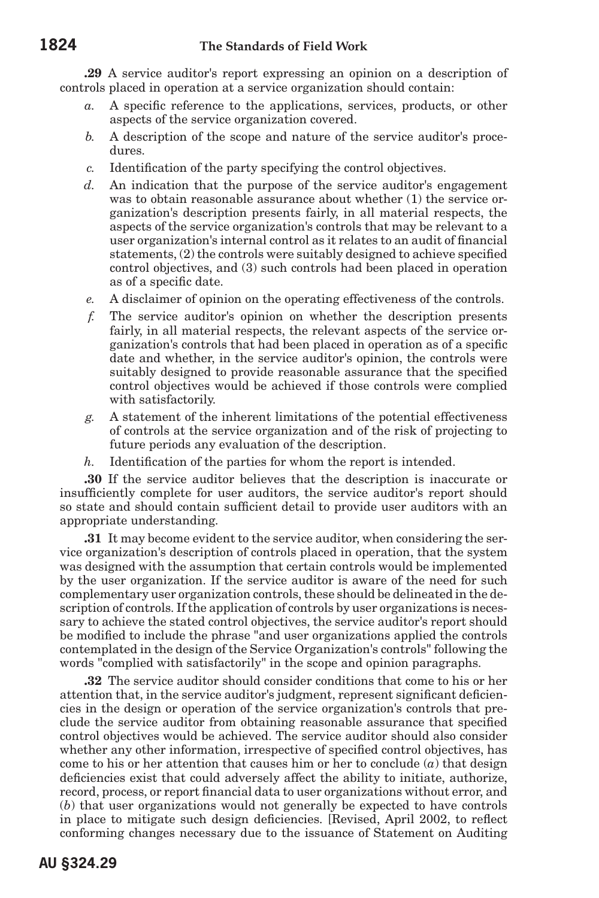**.29** A service auditor's report expressing an opinion on a description of controls placed in operation at a service organization should contain:

*a.* A specific reference to the applications, services, products, or other aspects of the service organization covered.

*b.* A description of the scope and nature of the service auditor's procedures.

*c.* Identification of the party specifying the control objectives.

*d.* An indication that the purpose of the service auditor's engagement was to obtain reasonable assurance about whether (1) the service organization's description presents fairly, in all material respects, the aspects of the service organization's controls that may be relevant to a user organization's internal control as it relates to an audit of financial statements, (2) the controls were suitably designed to achieve specified control objectives, and (3) such controls had been placed in operation as of a specific date.

*e.* A disclaimer of opinion on the operating effectiveness of the controls.

*f.* The service auditor's opinion on whether the description presents fairly, in all material respects, the relevant aspects of the service organization's controls that had been placed in operation as of a specific date and whether, in the service auditor's opinion, the controls were suitably designed to provide reasonable assurance that the specified control objectives would be achieved if those controls were complied with satisfactorily.

*g.* A statement of the inherent limitations of the potential effectiveness of controls at the service organization and of the risk of projecting to future periods any evaluation of the description.

*h.* Identification of the parties for whom the report is intended.

**.30** If the service auditor believes that the description is inaccurate or insufficiently complete for user auditors, the service auditor's report should so state and should contain sufficient detail to provide user auditors with an appropriate understanding.

**.31** It may become evident to the service auditor, when considering the service organization's description of controls placed in operation, that the system was designed with the assumption that certain controls would be implemented by the user organization. If the service auditor is aware of the need for such complementary user organization controls, these should be delineated in the description of controls. If the application of controls by user organizations is necessary to achieve the stated control objectives, the service auditor's report should be modified to include the phrase "and user organizations applied the controls contemplated in the design of the Service Organization's controls" following the words "complied with satisfactorily" in the scope and opinion paragraphs.

**.32** The service auditor should consider conditions that come to his or her attention that, in the service auditor's judgment, represent significant deficiencies in the design or operation of the service organization's controls that preclude the service auditor from obtaining reasonable assurance that specified control objectives would be achieved. The service auditor should also consider whether any other information, irrespective of specified control objectives, has come to his or her attention that causes him or her to conclude (*a*) that design deficiencies exist that could adversely affect the ability to initiate, authorize, record, process, or report financial data to user organizations without error, and (*b*) that user organizations would not generally be expected to have controls in place to mitigate such design deficiencies. [Revised, April 2002, to reflect conforming changes necessary due to the issuance of Statement on Auditing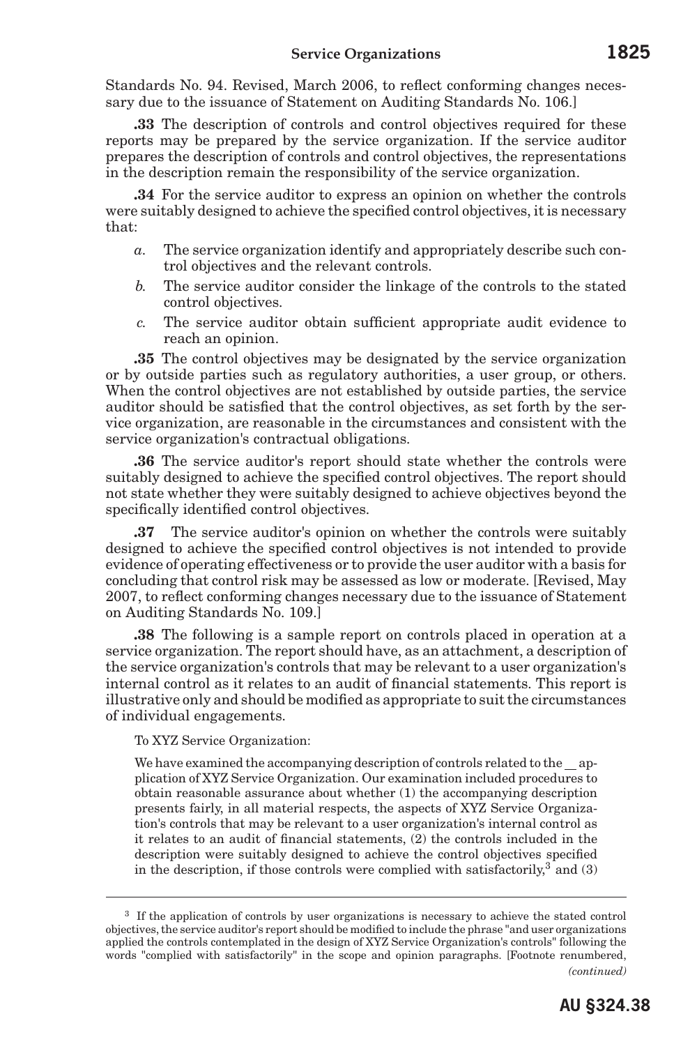Standards No. 94. Revised, March 2006, to reflect conforming changes necessary due to the issuance of Statement on Auditing Standards No. 106.]

**.33** The description of controls and control objectives required for these reports may be prepared by the service organization. If the service auditor prepares the description of controls and control objectives, the representations in the description remain the responsibility of the service organization.

**.34** For the service auditor to express an opinion on whether the controls were suitably designed to achieve the specified control objectives, it is necessary that:

*a.* The service organization identify and appropriately describe such control objectives and the relevant controls.

*b.* The service auditor consider the linkage of the controls to the stated control objectives.

*c.* The service auditor obtain sufficient appropriate audit evidence to reach an opinion.

**.35** The control objectives may be designated by the service organization or by outside parties such as regulatory authorities, a user group, or others. When the control objectives are not established by outside parties, the service auditor should be satisfied that the control objectives, as set forth by the service organization, are reasonable in the circumstances and consistent with the service organization's contractual obligations.

**.36** The service auditor's report should state whether the controls were suitably designed to achieve the specified control objectives. The report should not state whether they were suitably designed to achieve objectives beyond the specifically identified control objectives.

**.37** The service auditor's opinion on whether the controls were suitably designed to achieve the specified control objectives is not intended to provide evidence of operating effectiveness or to provide the user auditor with a basis for concluding that control risk may be assessed as low or moderate. [Revised, May 2007, to reflect conforming changes necessary due to the issuance of Statement on Auditing Standards No. 109.]

**.38** The following is a sample report on controls placed in operation at a service organization. The report should have, as an attachment, a description of the service organization's controls that may be relevant to a user organization's internal control as it relates to an audit of financial statements. This report is illustrative only and should be modified as appropriate to suit the circumstances of individual engagements.

To XYZ Service Organization:

We have examined the accompanying description of controls related to the __ application of XYZ Service Organization. Our examination included procedures to obtain reasonable assurance about whether (1) the accompanying description presents fairly, in all material respects, the aspects of XYZ Service Organization's controls that may be relevant to a user organization's internal control as it relates to an audit of financial statements, (2) the controls included in the description were suitably designed to achieve the control objectives specified in the description, if those controls were complied with satisfactorily,[3] and (3)

---

[3] If the application of controls by user organizations is necessary to achieve the stated control objectives, the service auditor's report should be modified to include the phrase "and user organizations applied the controls contemplated in the design of XYZ Service Organization's controls" following the words "complied with satisfactorily" in the scope and opinion paragraphs. [Footnote renumbered, *(continued)*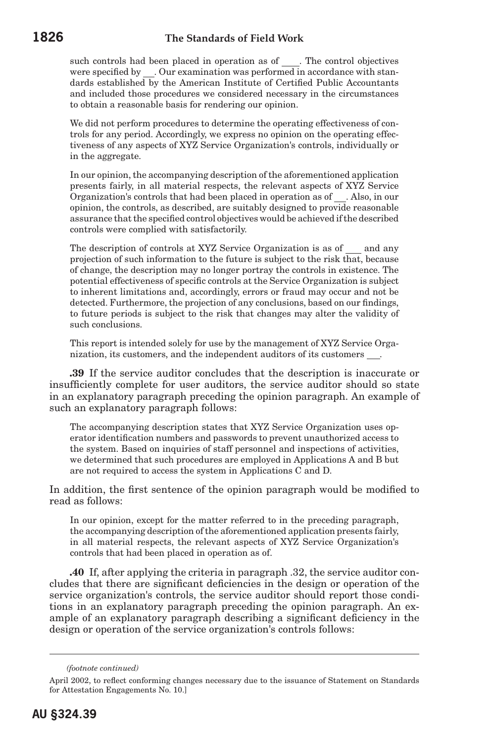such controls had been placed in operation as of ____. The control objectives were specified by __. Our examination was performed in accordance with standards established by the American Institute of Certified Public Accountants and included those procedures we considered necessary in the circumstances to obtain a reasonable basis for rendering our opinion.

> We did not perform procedures to determine the operating effectiveness of controls for any period. Accordingly, we express no opinion on the operating effectiveness of any aspects of XYZ Service Organization's controls, individually or in the aggregate.
>
> In our opinion, the accompanying description of the aforementioned application presents fairly, in all material respects, the relevant aspects of XYZ Service Organization's controls that had been placed in operation as of __. Also, in our opinion, the controls, as described, are suitably designed to provide reasonable assurance that the specified control objectives would be achieved if the described controls were complied with satisfactorily.
>
> The description of controls at XYZ Service Organization is as of ___ and any projection of such information to the future is subject to the risk that, because of change, the description may no longer portray the controls in existence. The potential effectiveness of specific controls at the Service Organization is subject to inherent limitations and, accordingly, errors or fraud may occur and not be detected. Furthermore, the projection of any conclusions, based on our findings, to future periods is subject to the risk that changes may alter the validity of such conclusions.
>
> This report is intended solely for use by the management of XYZ Service Organization, its customers, and the independent auditors of its customers __.

**.39** If the service auditor concludes that the description is inaccurate or insufficiently complete for user auditors, the service auditor should so state in an explanatory paragraph preceding the opinion paragraph. An example of such an explanatory paragraph follows:

> The accompanying description states that XYZ Service Organization uses operator identification numbers and passwords to prevent unauthorized access to the system. Based on inquiries of staff personnel and inspections of activities, we determined that such procedures are employed in Applications A and B but are not required to access the system in Applications C and D.

In addition, the first sentence of the opinion paragraph would be modified to read as follows:

> In our opinion, except for the matter referred to in the preceding paragraph, the accompanying description of the aforementioned application presents fairly, in all material respects, the relevant aspects of XYZ Service Organization's controls that had been placed in operation as of.

**.40** If, after applying the criteria in paragraph .32, the service auditor concludes that there are significant deficiencies in the design or operation of the service organization's controls, the service auditor should report those conditions in an explanatory paragraph preceding the opinion paragraph. An example of an explanatory paragraph describing a significant deficiency in the design or operation of the service organization's controls follows:

---

*(footnote continued)*

April 2002, to reflect conforming changes necessary due to the issuance of Statement on Standards for Attestation Engagements No. 10.]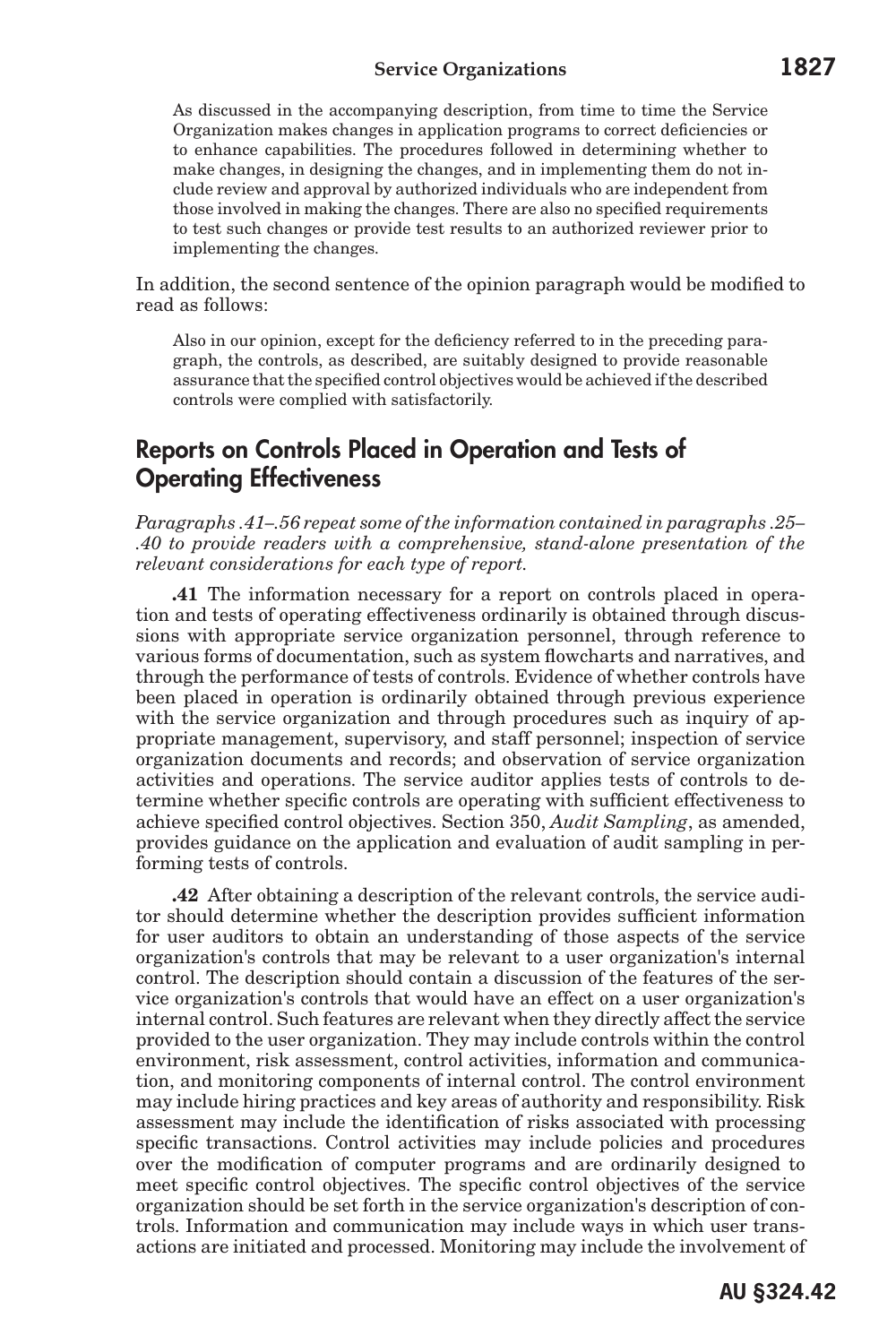> As discussed in the accompanying description, from time to time the Service Organization makes changes in application programs to correct deficiencies or to enhance capabilities. The procedures followed in determining whether to make changes, in designing the changes, and in implementing them do not include review and approval by authorized individuals who are independent from those involved in making the changes. There are also no specified requirements to test such changes or provide test results to an authorized reviewer prior to implementing the changes.

In addition, the second sentence of the opinion paragraph would be modified to read as follows:

> Also in our opinion, except for the deficiency referred to in the preceding paragraph, the controls, as described, are suitably designed to provide reasonable assurance that the specified control objectives would be achieved if the described controls were complied with satisfactorily.

## Reports on Controls Placed in Operation and Tests of Operating Effectiveness

*Paragraphs .41–.56 repeat some of the information contained in paragraphs .25–.40 to provide readers with a comprehensive, stand-alone presentation of the relevant considerations for each type of report.*

**.41** The information necessary for a report on controls placed in operation and tests of operating effectiveness ordinarily is obtained through discussions with appropriate service organization personnel, through reference to various forms of documentation, such as system flowcharts and narratives, and through the performance of tests of controls. Evidence of whether controls have been placed in operation is ordinarily obtained through previous experience with the service organization and through procedures such as inquiry of appropriate management, supervisory, and staff personnel; inspection of service organization documents and records; and observation of service organization activities and operations. The service auditor applies tests of controls to determine whether specific controls are operating with sufficient effectiveness to achieve specified control objectives. Section 350, *Audit Sampling*, as amended, provides guidance on the application and evaluation of audit sampling in performing tests of controls.

**.42** After obtaining a description of the relevant controls, the service auditor should determine whether the description provides sufficient information for user auditors to obtain an understanding of those aspects of the service organization's controls that may be relevant to a user organization's internal control. The description should contain a discussion of the features of the service organization's controls that would have an effect on a user organization's internal control. Such features are relevant when they directly affect the service provided to the user organization. They may include controls within the control environment, risk assessment, control activities, information and communication, and monitoring components of internal control. The control environment may include hiring practices and key areas of authority and responsibility. Risk assessment may include the identification of risks associated with processing specific transactions. Control activities may include policies and procedures over the modification of computer programs and are ordinarily designed to meet specific control objectives. The specific control objectives of the service organization should be set forth in the service organization's description of controls. Information and communication may include ways in which user transactions are initiated and processed. Monitoring may include the involvement of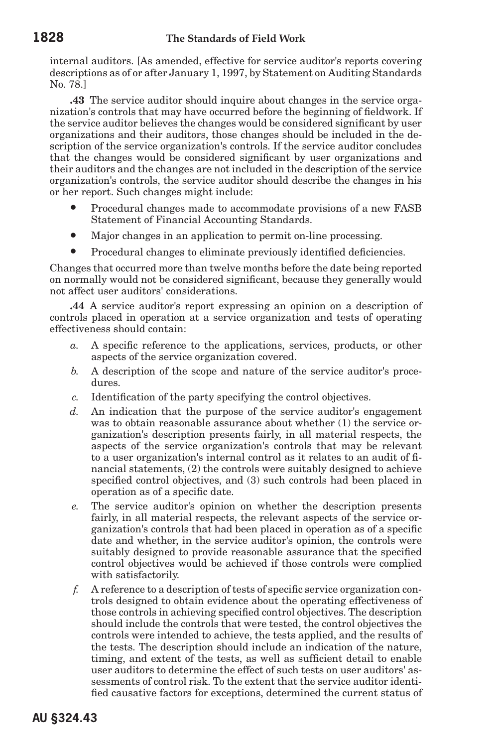internal auditors. [As amended, effective for service auditor's reports covering descriptions as of or after January 1, 1997, by Statement on Auditing Standards No. 78.]

**.43** The service auditor should inquire about changes in the service organization's controls that may have occurred before the beginning of fieldwork. If the service auditor believes the changes would be considered significant by user organizations and their auditors, those changes should be included in the description of the service organization's controls. If the service auditor concludes that the changes would be considered significant by user organizations and their auditors and the changes are not included in the description of the service organization's controls, the service auditor should describe the changes in his or her report. Such changes might include:

- Procedural changes made to accommodate provisions of a new FASB Statement of Financial Accounting Standards.
- Major changes in an application to permit on-line processing.
- Procedural changes to eliminate previously identified deficiencies.

Changes that occurred more than twelve months before the date being reported on normally would not be considered significant, because they generally would not affect user auditors' considerations.

**.44** A service auditor's report expressing an opinion on a description of controls placed in operation at a service organization and tests of operating effectiveness should contain:

*a.* A specific reference to the applications, services, products, or other aspects of the service organization covered.

*b.* A description of the scope and nature of the service auditor's procedures.

*c.* Identification of the party specifying the control objectives.

*d.* An indication that the purpose of the service auditor's engagement was to obtain reasonable assurance about whether (1) the service organization's description presents fairly, in all material respects, the aspects of the service organization's controls that may be relevant to a user organization's internal control as it relates to an audit of financial statements, (2) the controls were suitably designed to achieve specified control objectives, and (3) such controls had been placed in operation as of a specific date.

*e.* The service auditor's opinion on whether the description presents fairly, in all material respects, the relevant aspects of the service organization's controls that had been placed in operation as of a specific date and whether, in the service auditor's opinion, the controls were suitably designed to provide reasonable assurance that the specified control objectives would be achieved if those controls were complied with satisfactorily.

*f.* A reference to a description of tests of specific service organization controls designed to obtain evidence about the operating effectiveness of those controls in achieving specified control objectives. The description should include the controls that were tested, the control objectives the controls were intended to achieve, the tests applied, and the results of the tests. The description should include an indication of the nature, timing, and extent of the tests, as well as sufficient detail to enable user auditors to determine the effect of such tests on user auditors' assessments of control risk. To the extent that the service auditor identified causative factors for exceptions, determined the current status of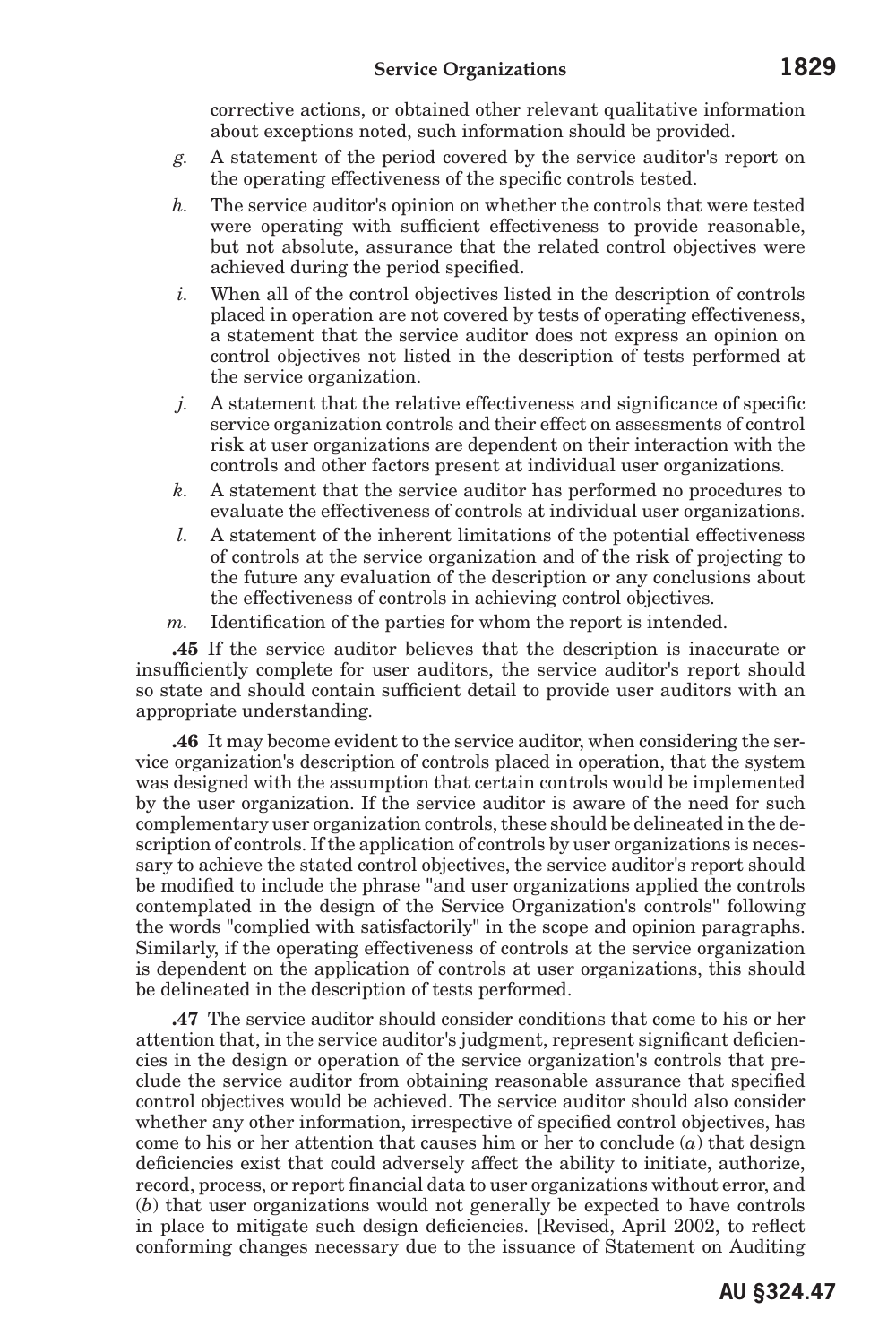corrective actions, or obtained other relevant qualitative information about exceptions noted, such information should be provided.

*g.* A statement of the period covered by the service auditor's report on the operating effectiveness of the specific controls tested.

*h.* The service auditor's opinion on whether the controls that were tested were operating with sufficient effectiveness to provide reasonable, but not absolute, assurance that the related control objectives were achieved during the period specified.

*i.* When all of the control objectives listed in the description of controls placed in operation are not covered by tests of operating effectiveness, a statement that the service auditor does not express an opinion on control objectives not listed in the description of tests performed at the service organization.

*j.* A statement that the relative effectiveness and significance of specific service organization controls and their effect on assessments of control risk at user organizations are dependent on their interaction with the controls and other factors present at individual user organizations.

*k.* A statement that the service auditor has performed no procedures to evaluate the effectiveness of controls at individual user organizations.

*l.* A statement of the inherent limitations of the potential effectiveness of controls at the service organization and of the risk of projecting to the future any evaluation of the description or any conclusions about the effectiveness of controls in achieving control objectives.

*m.* Identification of the parties for whom the report is intended.

**.45** If the service auditor believes that the description is inaccurate or insufficiently complete for user auditors, the service auditor's report should so state and should contain sufficient detail to provide user auditors with an appropriate understanding.

**.46** It may become evident to the service auditor, when considering the service organization's description of controls placed in operation, that the system was designed with the assumption that certain controls would be implemented by the user organization. If the service auditor is aware of the need for such complementary user organization controls, these should be delineated in the description of controls. If the application of controls by user organizations is necessary to achieve the stated control objectives, the service auditor's report should be modified to include the phrase "and user organizations applied the controls contemplated in the design of the Service Organization's controls" following the words "complied with satisfactorily" in the scope and opinion paragraphs. Similarly, if the operating effectiveness of controls at the service organization is dependent on the application of controls at user organizations, this should be delineated in the description of tests performed.

**.47** The service auditor should consider conditions that come to his or her attention that, in the service auditor's judgment, represent significant deficiencies in the design or operation of the service organization's controls that preclude the service auditor from obtaining reasonable assurance that specified control objectives would be achieved. The service auditor should also consider whether any other information, irrespective of specified control objectives, has come to his or her attention that causes him or her to conclude (*a*) that design deficiencies exist that could adversely affect the ability to initiate, authorize, record, process, or report financial data to user organizations without error, and (*b*) that user organizations would not generally be expected to have controls in place to mitigate such design deficiencies. [Revised, April 2002, to reflect conforming changes necessary due to the issuance of Statement on Auditing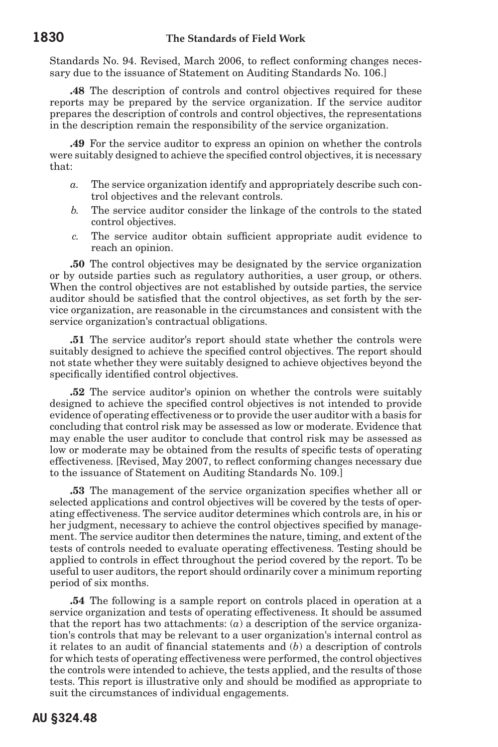Standards No. 94. Revised, March 2006, to reflect conforming changes necessary due to the issuance of Statement on Auditing Standards No. 106.]

**.48** The description of controls and control objectives required for these reports may be prepared by the service organization. If the service auditor prepares the description of controls and control objectives, the representations in the description remain the responsibility of the service organization.

**.49** For the service auditor to express an opinion on whether the controls were suitably designed to achieve the specified control objectives, it is necessary that:

*a.* The service organization identify and appropriately describe such control objectives and the relevant controls.

*b.* The service auditor consider the linkage of the controls to the stated control objectives.

*c.* The service auditor obtain sufficient appropriate audit evidence to reach an opinion.

**.50** The control objectives may be designated by the service organization or by outside parties such as regulatory authorities, a user group, or others. When the control objectives are not established by outside parties, the service auditor should be satisfied that the control objectives, as set forth by the service organization, are reasonable in the circumstances and consistent with the service organization's contractual obligations.

**.51** The service auditor's report should state whether the controls were suitably designed to achieve the specified control objectives. The report should not state whether they were suitably designed to achieve objectives beyond the specifically identified control objectives.

**.52** The service auditor's opinion on whether the controls were suitably designed to achieve the specified control objectives is not intended to provide evidence of operating effectiveness or to provide the user auditor with a basis for concluding that control risk may be assessed as low or moderate. Evidence that may enable the user auditor to conclude that control risk may be assessed as low or moderate may be obtained from the results of specific tests of operating effectiveness. [Revised, May 2007, to reflect conforming changes necessary due to the issuance of Statement on Auditing Standards No. 109.]

**.53** The management of the service organization specifies whether all or selected applications and control objectives will be covered by the tests of operating effectiveness. The service auditor determines which controls are, in his or her judgment, necessary to achieve the control objectives specified by management. The service auditor then determines the nature, timing, and extent of the tests of controls needed to evaluate operating effectiveness. Testing should be applied to controls in effect throughout the period covered by the report. To be useful to user auditors, the report should ordinarily cover a minimum reporting period of six months.

**.54** The following is a sample report on controls placed in operation at a service organization and tests of operating effectiveness. It should be assumed that the report has two attachments: (*a*) a description of the service organization's controls that may be relevant to a user organization's internal control as it relates to an audit of financial statements and (*b*) a description of controls for which tests of operating effectiveness were performed, the control objectives the controls were intended to achieve, the tests applied, and the results of those tests. This report is illustrative only and should be modified as appropriate to suit the circumstances of individual engagements.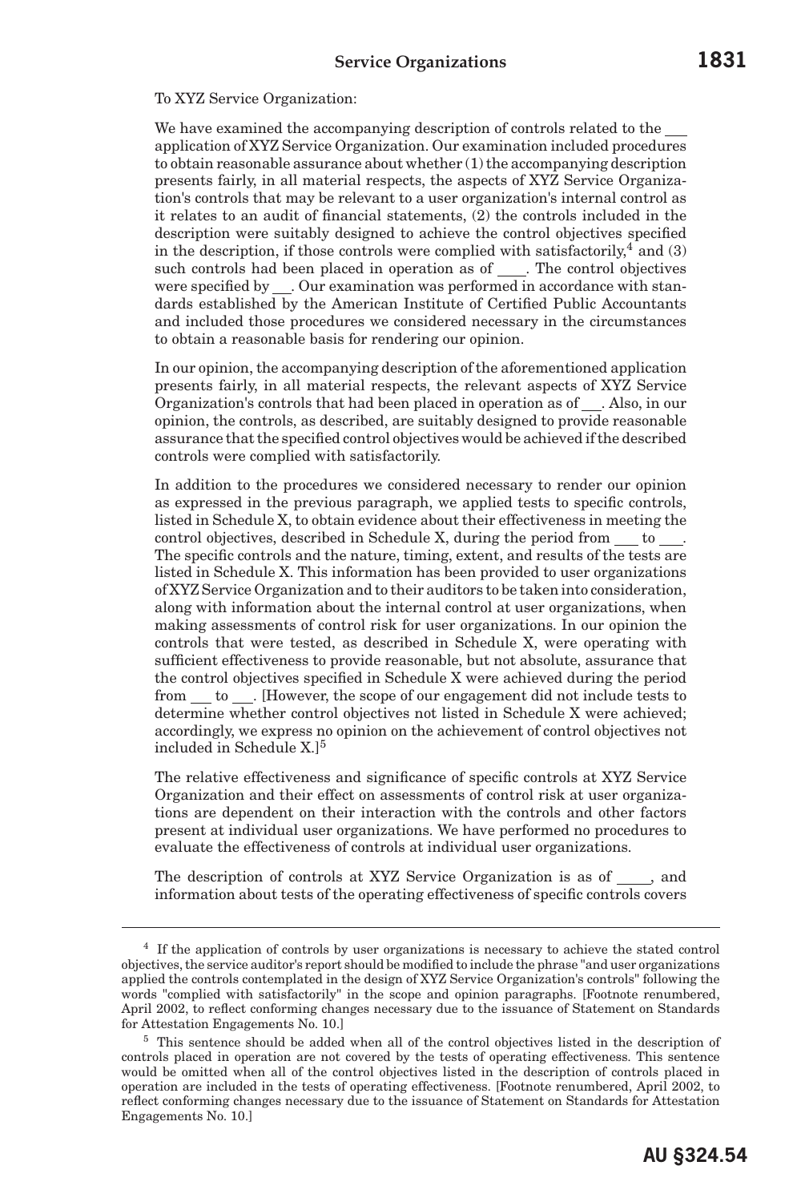To XYZ Service Organization:

We have examined the accompanying description of controls related to the ___ application of XYZ Service Organization. Our examination included procedures to obtain reasonable assurance about whether (1) the accompanying description presents fairly, in all material respects, the aspects of XYZ Service Organization's controls that may be relevant to a user organization's internal control as it relates to an audit of financial statements, (2) the controls included in the description were suitably designed to achieve the control objectives specified in the description, if those controls were complied with satisfactorily,[4] and (3) such controls had been placed in operation as of ____. The control objectives were specified by ___. Our examination was performed in accordance with standards established by the American Institute of Certified Public Accountants and included those procedures we considered necessary in the circumstances to obtain a reasonable basis for rendering our opinion.

In our opinion, the accompanying description of the aforementioned application presents fairly, in all material respects, the relevant aspects of XYZ Service Organization's controls that had been placed in operation as of ___. Also, in our opinion, the controls, as described, are suitably designed to provide reasonable assurance that the specified control objectives would be achieved if the described controls were complied with satisfactorily.

In addition to the procedures we considered necessary to render our opinion as expressed in the previous paragraph, we applied tests to specific controls, listed in Schedule X, to obtain evidence about their effectiveness in meeting the control objectives, described in Schedule X, during the period from ___ to ___. The specific controls and the nature, timing, extent, and results of the tests are listed in Schedule X. This information has been provided to user organizations of XYZ Service Organization and to their auditors to be taken into consideration, along with information about the internal control at user organizations, when making assessments of control risk for user organizations. In our opinion the controls that were tested, as described in Schedule X, were operating with sufficient effectiveness to provide reasonable, but not absolute, assurance that the control objectives specified in Schedule X were achieved during the period from ___ to ___. [However, the scope of our engagement did not include tests to determine whether control objectives not listed in Schedule X were achieved; accordingly, we express no opinion on the achievement of control objectives not included in Schedule X.][5]

The relative effectiveness and significance of specific controls at XYZ Service Organization and their effect on assessments of control risk at user organizations are dependent on their interaction with the controls and other factors present at individual user organizations. We have performed no procedures to evaluate the effectiveness of controls at individual user organizations.

The description of controls at XYZ Service Organization is as of ____, and information about tests of the operating effectiveness of specific controls covers

---

[4] If the application of controls by user organizations is necessary to achieve the stated control objectives, the service auditor's report should be modified to include the phrase "and user organizations applied the controls contemplated in the design of XYZ Service Organization's controls" following the words "complied with satisfactorily" in the scope and opinion paragraphs. [Footnote renumbered, April 2002, to reflect conforming changes necessary due to the issuance of Statement on Standards for Attestation Engagements No. 10.]

[5] This sentence should be added when all of the control objectives listed in the description of controls placed in operation are not covered by the tests of operating effectiveness. This sentence would be omitted when all of the control objectives listed in the description of controls placed in operation are included in the tests of operating effectiveness. [Footnote renumbered, April 2002, to reflect conforming changes necessary due to the issuance of Statement on Standards for Attestation Engagements No. 10.]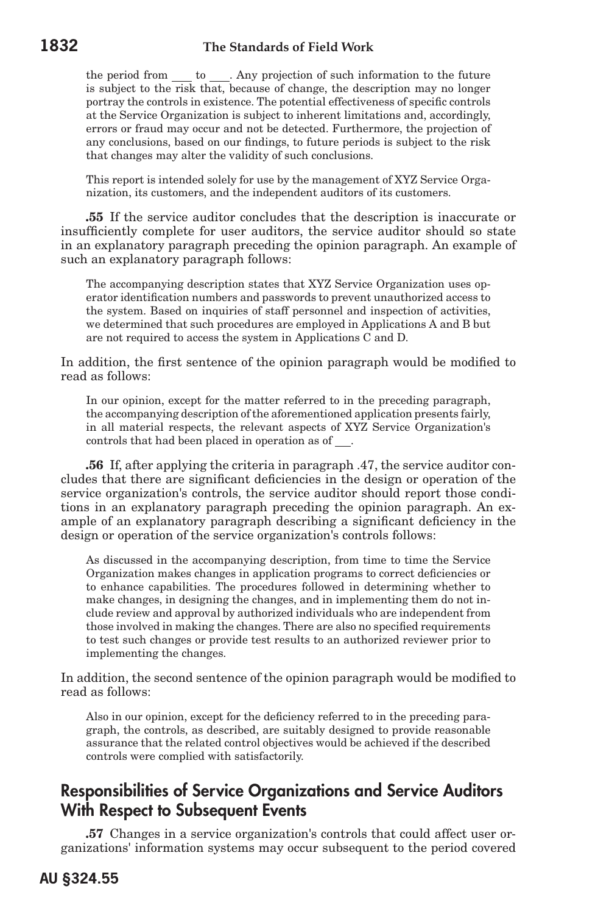the period from ___ to ___. Any projection of such information to the future is subject to the risk that, because of change, the description may no longer portray the controls in existence. The potential effectiveness of specific controls at the Service Organization is subject to inherent limitations and, accordingly, errors or fraud may occur and not be detected. Furthermore, the projection of any conclusions, based on our findings, to future periods is subject to the risk that changes may alter the validity of such conclusions.

> This report is intended solely for use by the management of XYZ Service Organization, its customers, and the independent auditors of its customers.

**.55** If the service auditor concludes that the description is inaccurate or insufficiently complete for user auditors, the service auditor should so state in an explanatory paragraph preceding the opinion paragraph. An example of such an explanatory paragraph follows:

> The accompanying description states that XYZ Service Organization uses operator identification numbers and passwords to prevent unauthorized access to the system. Based on inquiries of staff personnel and inspection of activities, we determined that such procedures are employed in Applications A and B but are not required to access the system in Applications C and D.

In addition, the first sentence of the opinion paragraph would be modified to read as follows:

> In our opinion, except for the matter referred to in the preceding paragraph, the accompanying description of the aforementioned application presents fairly, in all material respects, the relevant aspects of XYZ Service Organization's controls that had been placed in operation as of ___.

**.56** If, after applying the criteria in paragraph .47, the service auditor concludes that there are significant deficiencies in the design or operation of the service organization's controls, the service auditor should report those conditions in an explanatory paragraph preceding the opinion paragraph. An example of an explanatory paragraph describing a significant deficiency in the design or operation of the service organization's controls follows:

> As discussed in the accompanying description, from time to time the Service Organization makes changes in application programs to correct deficiencies or to enhance capabilities. The procedures followed in determining whether to make changes, in designing the changes, and in implementing them do not include review and approval by authorized individuals who are independent from those involved in making the changes. There are also no specified requirements to test such changes or provide test results to an authorized reviewer prior to implementing the changes.

In addition, the second sentence of the opinion paragraph would be modified to read as follows:

> Also in our opinion, except for the deficiency referred to in the preceding paragraph, the controls, as described, are suitably designed to provide reasonable assurance that the related control objectives would be achieved if the described controls were complied with satisfactorily.

## Responsibilities of Service Organizations and Service Auditors With Respect to Subsequent Events

**.57** Changes in a service organization's controls that could affect user organizations' information systems may occur subsequent to the period covered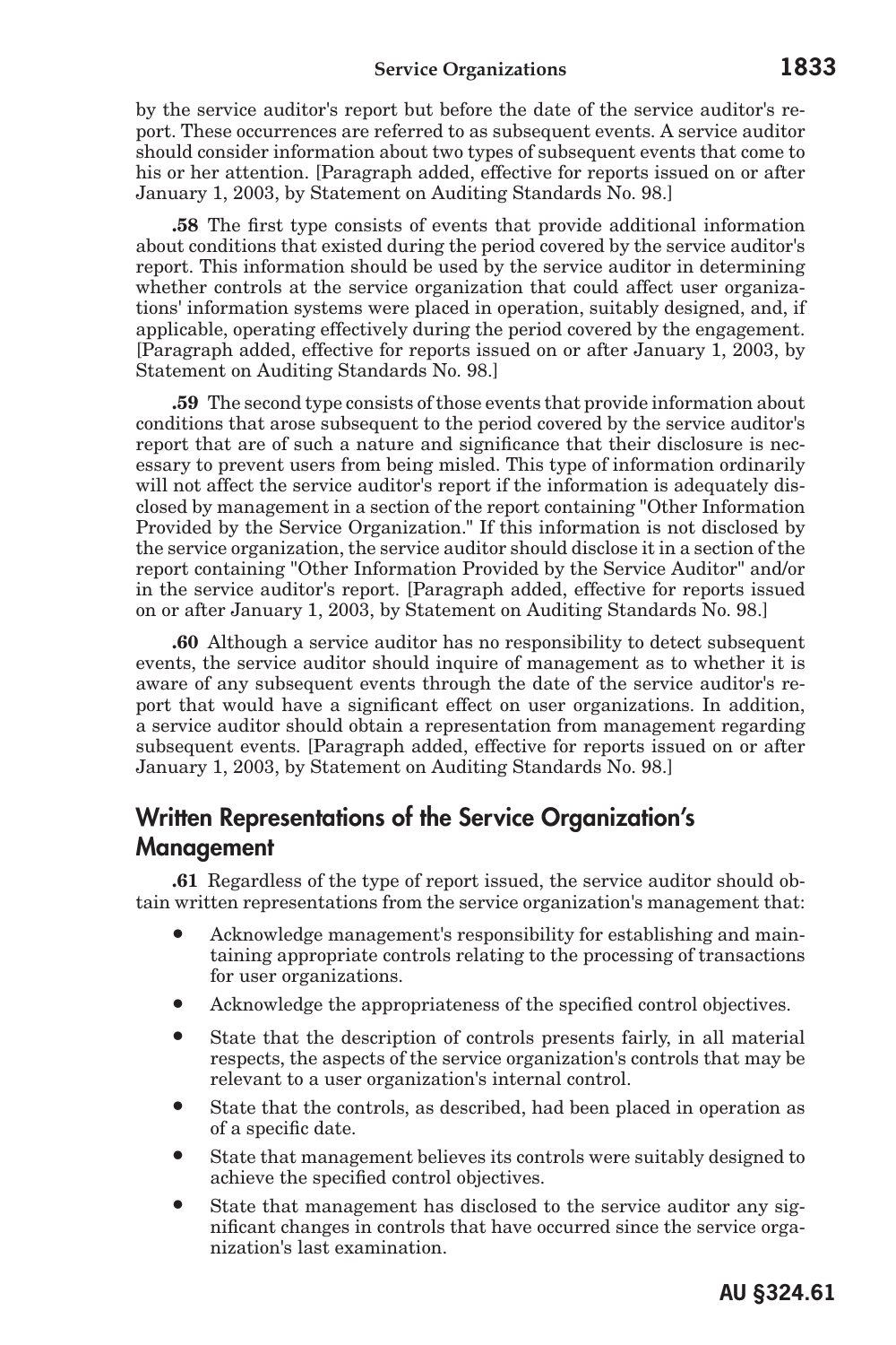by the service auditor's report but before the date of the service auditor's report. These occurrences are referred to as subsequent events. A service auditor should consider information about two types of subsequent events that come to his or her attention. [Paragraph added, effective for reports issued on or after January 1, 2003, by Statement on Auditing Standards No. 98.]

**.58** The first type consists of events that provide additional information about conditions that existed during the period covered by the service auditor's report. This information should be used by the service auditor in determining whether controls at the service organization that could affect user organizations' information systems were placed in operation, suitably designed, and, if applicable, operating effectively during the period covered by the engagement. [Paragraph added, effective for reports issued on or after January 1, 2003, by Statement on Auditing Standards No. 98.]

**.59** The second type consists of those events that provide information about conditions that arose subsequent to the period covered by the service auditor's report that are of such a nature and significance that their disclosure is necessary to prevent users from being misled. This type of information ordinarily will not affect the service auditor's report if the information is adequately disclosed by management in a section of the report containing "Other Information Provided by the Service Organization." If this information is not disclosed by the service organization, the service auditor should disclose it in a section of the report containing "Other Information Provided by the Service Auditor" and/or in the service auditor's report. [Paragraph added, effective for reports issued on or after January 1, 2003, by Statement on Auditing Standards No. 98.]

**.60** Although a service auditor has no responsibility to detect subsequent events, the service auditor should inquire of management as to whether it is aware of any subsequent events through the date of the service auditor's report that would have a significant effect on user organizations. In addition, a service auditor should obtain a representation from management regarding subsequent events. [Paragraph added, effective for reports issued on or after January 1, 2003, by Statement on Auditing Standards No. 98.]

## Written Representations of the Service Organization's Management

**.61** Regardless of the type of report issued, the service auditor should obtain written representations from the service organization's management that:

- Acknowledge management's responsibility for establishing and maintaining appropriate controls relating to the processing of transactions for user organizations.
- Acknowledge the appropriateness of the specified control objectives.
- State that the description of controls presents fairly, in all material respects, the aspects of the service organization's controls that may be relevant to a user organization's internal control.
- State that the controls, as described, had been placed in operation as of a specific date.
- State that management believes its controls were suitably designed to achieve the specified control objectives.
- State that management has disclosed to the service auditor any significant changes in controls that have occurred since the service organization's last examination.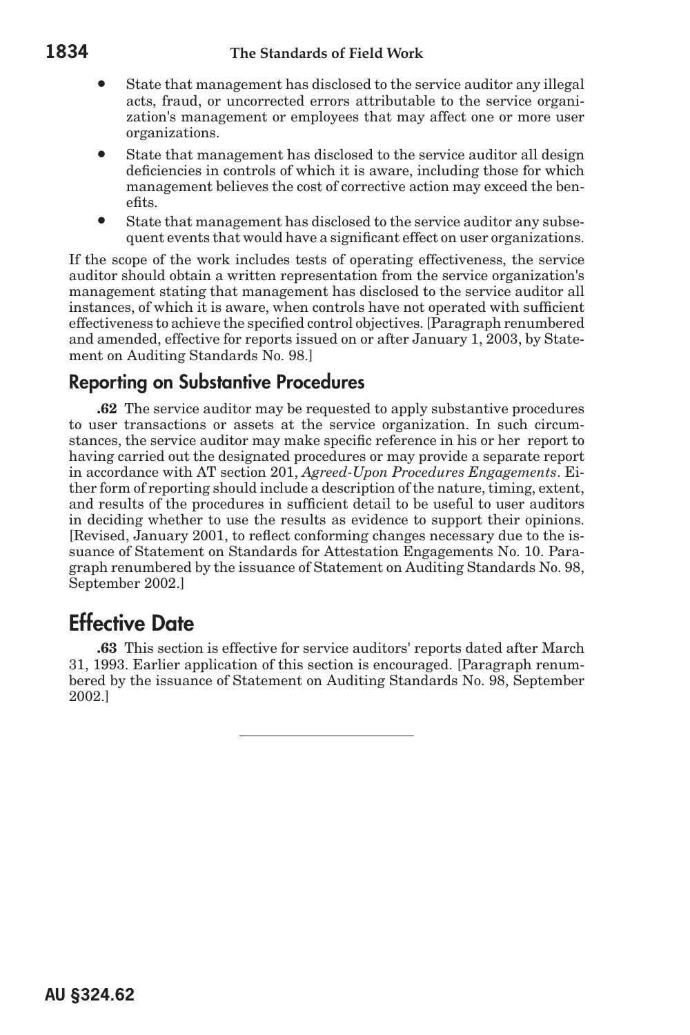- State that management has disclosed to the service auditor any illegal acts, fraud, or uncorrected errors attributable to the service organization's management or employees that may affect one or more user organizations.
- State that management has disclosed to the service auditor all design deficiencies in controls of which it is aware, including those for which management believes the cost of corrective action may exceed the benefits.
- State that management has disclosed to the service auditor any subsequent events that would have a significant effect on user organizations.

If the scope of the work includes tests of operating effectiveness, the service auditor should obtain a written representation from the service organization's management stating that management has disclosed to the service auditor all instances, of which it is aware, when controls have not operated with sufficient effectiveness to achieve the specified control objectives. [Paragraph renumbered and amended, effective for reports issued on or after January 1, 2003, by Statement on Auditing Standards No. 98.]

## Reporting on Substantive Procedures

**.62** The service auditor may be requested to apply substantive procedures to user transactions or assets at the service organization. In such circumstances, the service auditor may make specific reference in his or her report to having carried out the designated procedures or may provide a separate report in accordance with AT section 201, *Agreed-Upon Procedures Engagements*. Either form of reporting should include a description of the nature, timing, extent, and results of the procedures in sufficient detail to be useful to user auditors in deciding whether to use the results as evidence to support their opinions. [Revised, January 2001, to reflect conforming changes necessary due to the issuance of Statement on Standards for Attestation Engagements No. 10. Paragraph renumbered by the issuance of Statement on Auditing Standards No. 98, September 2002.]

# Effective Date

**.63** This section is effective for service auditors' reports dated after March 31, 1993. Earlier application of this section is encouraged. [Paragraph renumbered by the issuance of Statement on Auditing Standards No. 98, September 2002.]